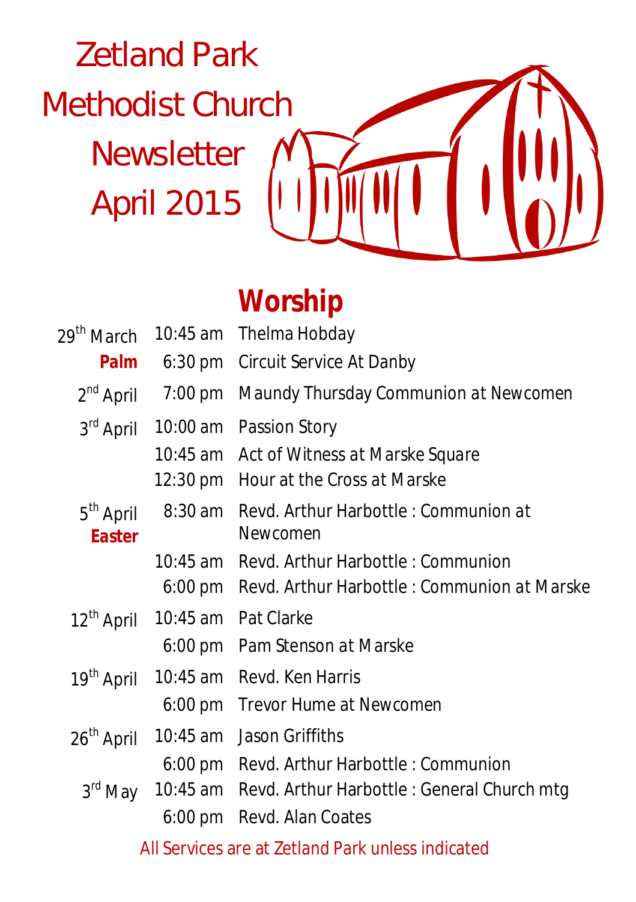# Zetland Park Methodist Church Newsletter April 2015

## Worship

| Date | Time | Service |
|---|---|---|
| 29th March **Palm** | 10:45 am | Thelma Hobday |
| | 6:30 pm | Circuit Service At Danby |
| 2nd April | 7:00 pm | Maundy Thursday Communion at Newcomen |
| 3rd April | 10:00 am | Passion Story |
| | 10:45 am | Act of Witness at Marske Square |
| | 12:30 pm | Hour at the Cross at Marske |
| 5th April **Easter** | 8:30 am | Revd. Arthur Harbottle : Communion at Newcomen |
| | 10:45 am | Revd. Arthur Harbottle : Communion |
| | 6:00 pm | Revd. Arthur Harbottle : Communion at Marske |
| 12th April | 10:45 am | Pat Clarke |
| | 6:00 pm | Pam Stenson at Marske |
| 19th April | 10:45 am | Revd. Ken Harris |
| | 6:00 pm | Trevor Hume at Newcomen |
| 26th April | 10:45 am | Jason Griffiths |
| | 6:00 pm | Revd. Arthur Harbottle : Communion |
| 3rd May | 10:45 am | Revd. Arthur Harbottle : General Church mtg |
| | 6:00 pm | Revd. Alan Coates |

All Services are at Zetland Park unless indicated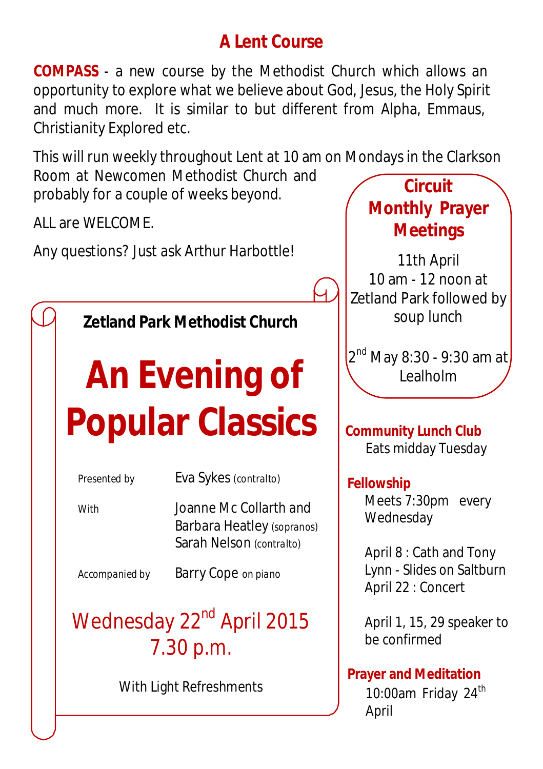## A Lent Course

**COMPASS** - a new course by the Methodist Church which allows an opportunity to explore what we believe about God, Jesus, the Holy Spirit and much more. It is similar to but different from Alpha, Emmaus, Christianity Explored etc.

This will run weekly throughout Lent at 10 am on Mondays in the Clarkson Room at Newcomen Methodist Church and probably for a couple of weeks beyond.

ALL are WELCOME.

Any questions? Just ask Arthur Harbottle!

**Zetland Park Methodist Church**

# An Evening of Popular Classics

| | |
|---|---|
| Presented by | Eva Sykes (contralto) |
| With | Joanne Mc Collarth and Barbara Heatley (sopranos) Sarah Nelson (contralto) |
| Accompanied by | Barry Cope on piano |

Wednesday 22nd April 2015
7.30 p.m.

With Light Refreshments

### Circuit Monthly Prayer Meetings

11th April
10 am - 12 noon at Zetland Park followed by soup lunch

2nd May 8:30 - 9:30 am at Lealholm

**Community Lunch Club**
Eats midday Tuesday

**Fellowship**
Meets 7:30pm every Wednesday

April 8 : Cath and Tony Lynn - Slides on Saltburn
April 22 : Concert

April 1, 15, 29 speaker to be confirmed

**Prayer and Meditation**
10:00am Friday 24th April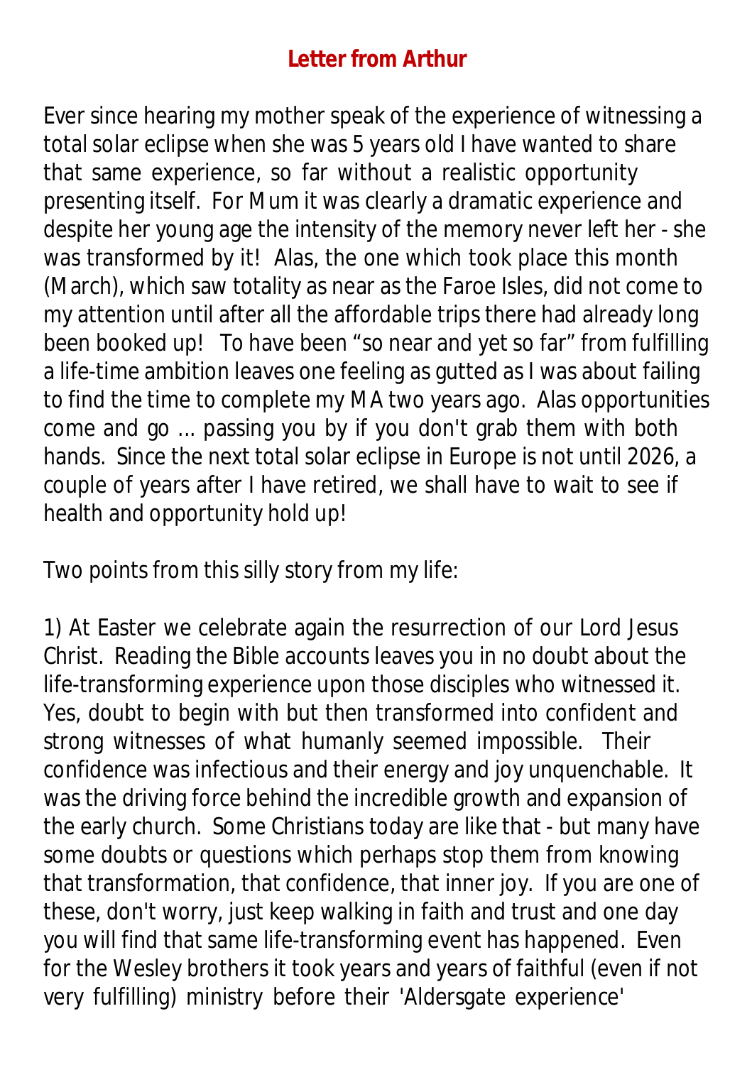## Letter from Arthur

Ever since hearing my mother speak of the experience of witnessing a total solar eclipse when she was 5 years old I have wanted to share that same experience, so far without a realistic opportunity presenting itself. For Mum it was clearly a dramatic experience and despite her young age the intensity of the memory never left her - she was transformed by it! Alas, the one which took place this month (March), which saw totality as near as the Faroe Isles, did not come to my attention until after all the affordable trips there had already long been booked up! To have been "so near and yet so far" from fulfilling a life-time ambition leaves one feeling as gutted as I was about failing to find the time to complete my MA two years ago. Alas opportunities come and go ... passing you by if you don't grab them with both hands. Since the next total solar eclipse in Europe is not until 2026, a couple of years after I have retired, we shall have to wait to see if health and opportunity hold up!

Two points from this silly story from my life:

1) At Easter we celebrate again the resurrection of our Lord Jesus Christ. Reading the Bible accounts leaves you in no doubt about the life-transforming experience upon those disciples who witnessed it. Yes, doubt to begin with but then transformed into confident and strong witnesses of what humanly seemed impossible. Their confidence was infectious and their energy and joy unquenchable. It was the driving force behind the incredible growth and expansion of the early church. Some Christians today are like that - but many have some doubts or questions which perhaps stop them from knowing that transformation, that confidence, that inner joy. If you are one of these, don't worry, just keep walking in faith and trust and one day you will find that same life-transforming event has happened. Even for the Wesley brothers it took years and years of faithful (even if not very fulfilling) ministry before their 'Aldersgate experience'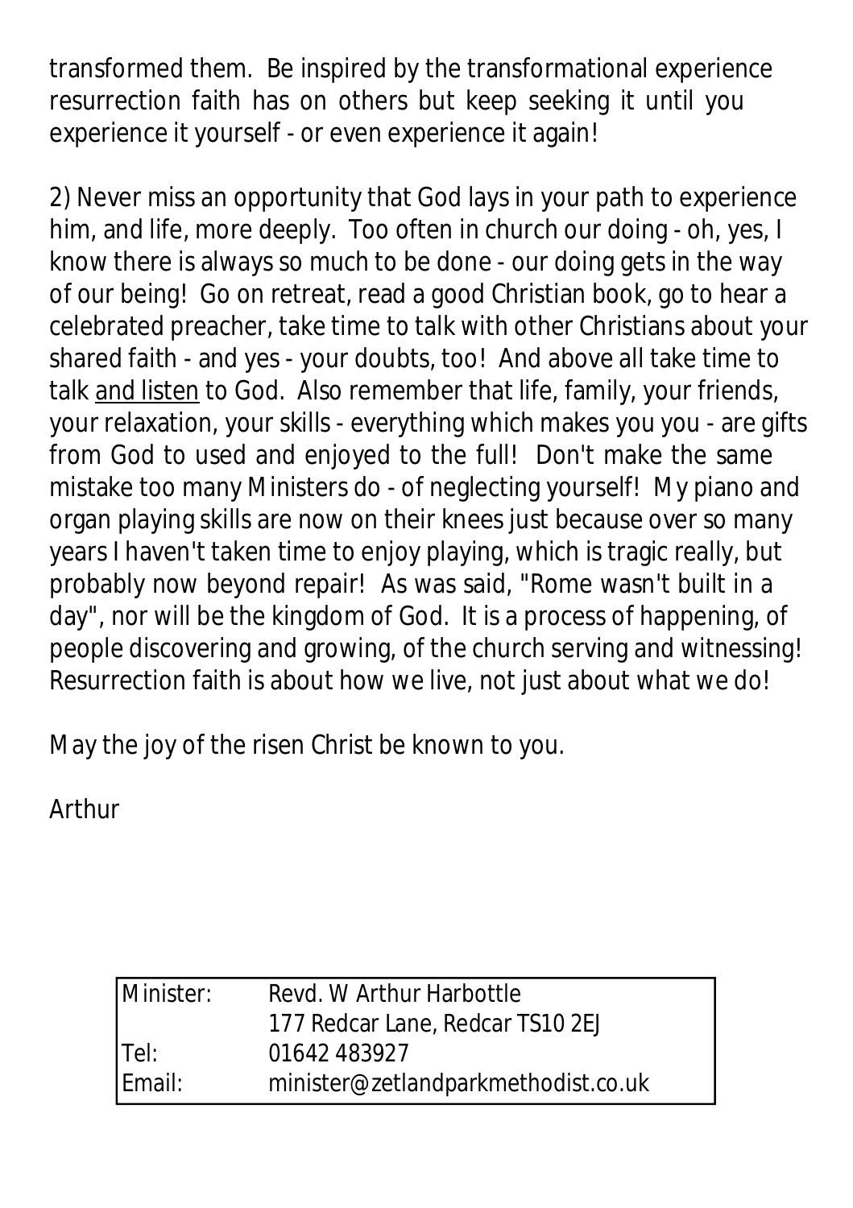transformed them. Be inspired by the transformational experience resurrection faith has on others but keep seeking it until you experience it yourself - or even experience it again!

2) Never miss an opportunity that God lays in your path to experience him, and life, more deeply. Too often in church our doing - oh, yes, I know there is always so much to be done - our doing gets in the way of our being! Go on retreat, read a good Christian book, go to hear a celebrated preacher, take time to talk with other Christians about your shared faith - and yes - your doubts, too! And above all take time to talk <u>and listen</u> to God. Also remember that life, family, your friends, your relaxation, your skills - everything which makes you you - are gifts from God to used and enjoyed to the full! Don't make the same mistake too many Ministers do - of neglecting yourself! My piano and organ playing skills are now on their knees just because over so many years I haven't taken time to enjoy playing, which is tragic really, but probably now beyond repair! As was said, "Rome wasn't built in a day", nor will be the kingdom of God. It is a process of happening, of people discovering and growing, of the church serving and witnessing! Resurrection faith is about how we live, not just about what we do!

May the joy of the risen Christ be known to you.

Arthur

| Minister: | Revd. W Arthur Harbottle |
|---|---|
| | 177 Redcar Lane, Redcar TS10 2EJ |
| Tel: | 01642 483927 |
| Email: | minister@zetlandparkmethodist.co.uk |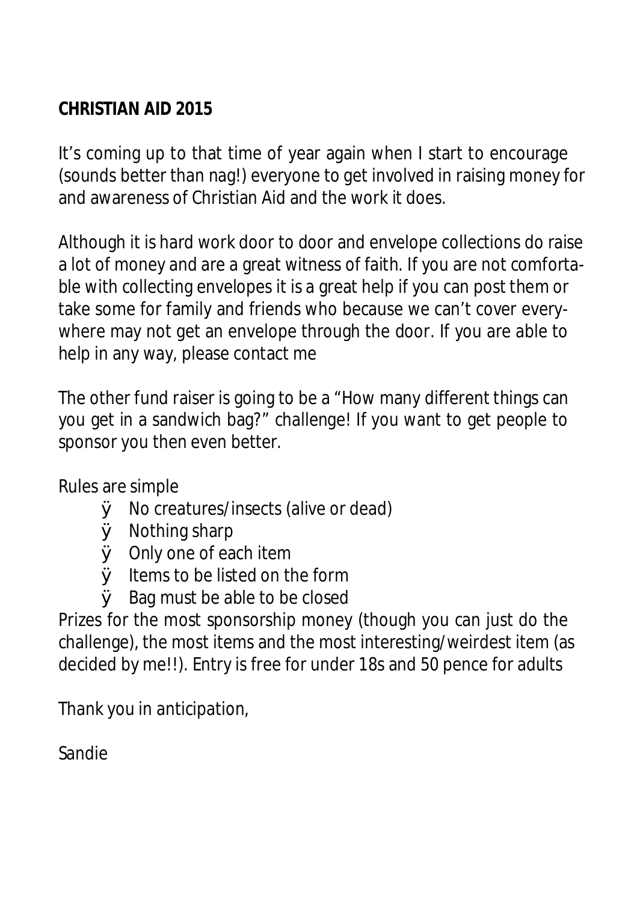**CHRISTIAN AID 2015**

It's coming up to that time of year again when I start to encourage (sounds better than nag!) everyone to get involved in raising money for and awareness of Christian Aid and the work it does.

Although it is hard work door to door and envelope collections do raise a lot of money and are a great witness of faith. If you are not comfortable with collecting envelopes it is a great help if you can post them or take some for family and friends who because we can't cover everywhere may not get an envelope through the door. If you are able to help in any way, please contact me

The other fund raiser is going to be a "How many different things can you get in a sandwich bag?" challenge! If you want to get people to sponsor you then even better.

Rules are simple

- No creatures/insects (alive or dead)
- Nothing sharp
- Only one of each item
- Items to be listed on the form
- Bag must be able to be closed

Prizes for the most sponsorship money (though you can just do the challenge), the most items and the most interesting/weirdest item (as decided by me!!). Entry is free for under 18s and 50 pence for adults

Thank you in anticipation,

Sandie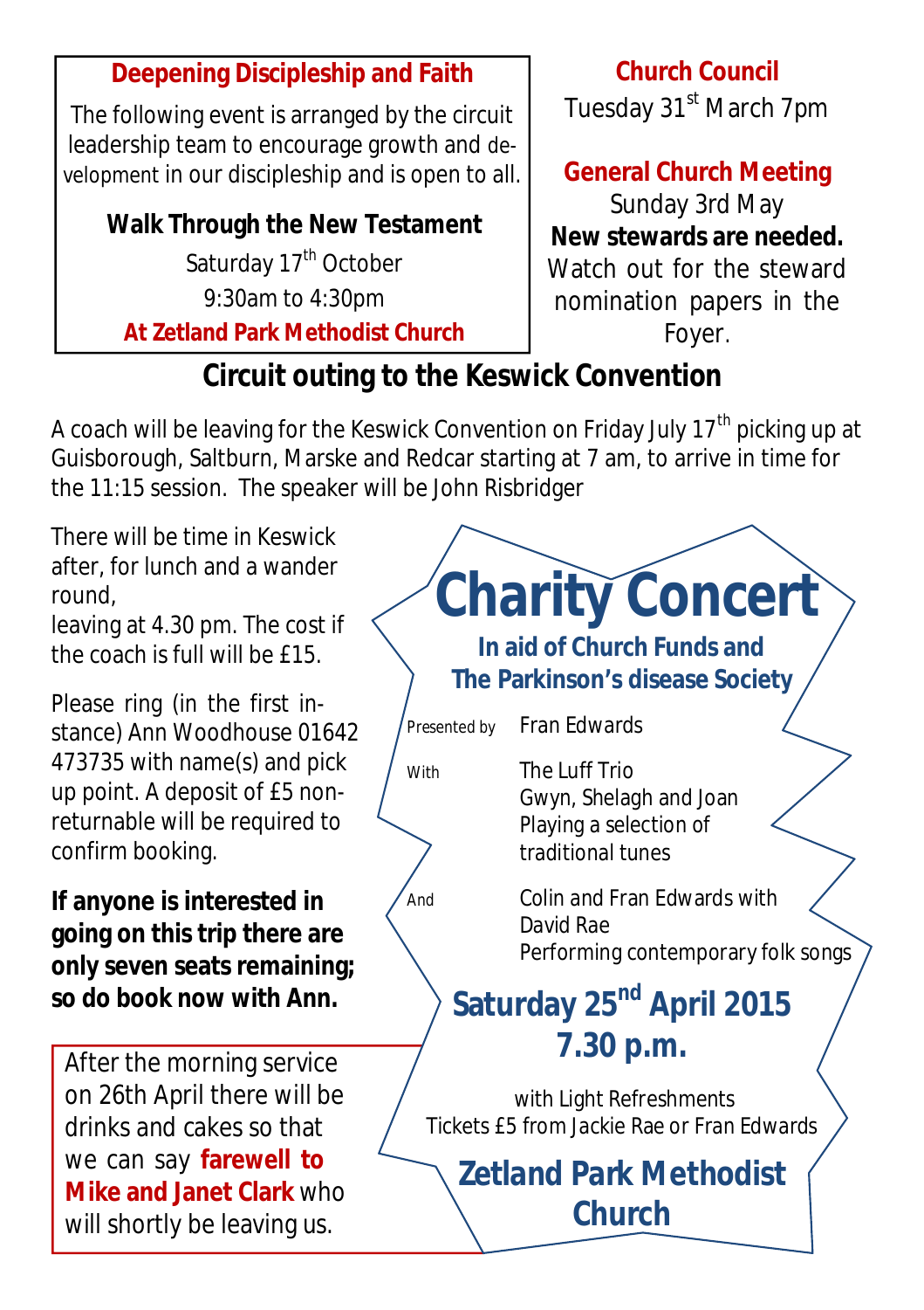## Deepening Discipleship and Faith

The following event is arranged by the circuit leadership team to encourage growth and development in our discipleship and is open to all.

**Walk Through the New Testament**

Saturday 17th October

9:30am to 4:30pm

**At Zetland Park Methodist Church**

## Church Council

Tuesday 31st March 7pm

## General Church Meeting

Sunday 3rd May

**New stewards are needed.**

Watch out for the steward nomination papers in the Foyer.

## Circuit outing to the Keswick Convention

A coach will be leaving for the Keswick Convention on Friday July 17th picking up at Guisborough, Saltburn, Marske and Redcar starting at 7 am, to arrive in time for the 11:15 session. The speaker will be John Risbridger

There will be time in Keswick after, for lunch and a wander round,

leaving at 4.30 pm. The cost if the coach is full will be £15.

Please ring (in the first instance) Ann Woodhouse 01642 473735 with name(s) and pick up point. A deposit of £5 non-returnable will be required to confirm booking.

**If anyone is interested in going on this trip there are only seven seats remaining; so do book now with Ann.**

After the morning service on 26th April there will be drinks and cakes so that we can say **farewell to Mike and Janet Clark** who will shortly be leaving us.

# Charity Concert

**In aid of Church Funds and The Parkinson's disease Society**

Presented by Fran Edwards

With The Luff Trio
Gwyn, Shelagh and Joan
Playing a selection of traditional tunes

And Colin and Fran Edwards with David Rae
Performing contemporary folk songs

**Saturday 25th April 2015**

**7.30 p.m.**

with Light Refreshments

Tickets £5 from Jackie Rae or Fran Edwards

**Zetland Park Methodist Church**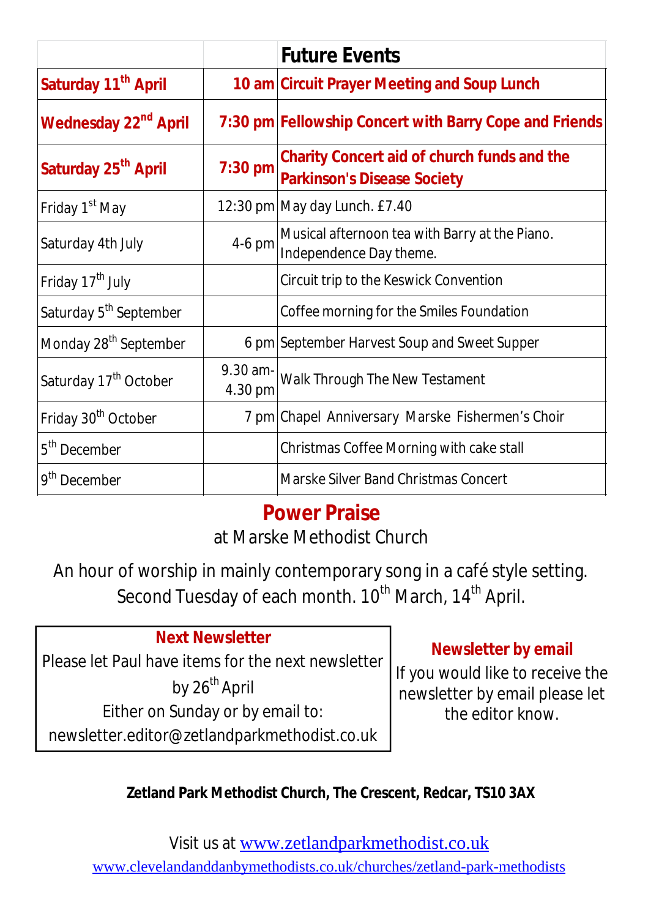| | | Future Events |
|---|---|---|
| **Saturday 11th April** | **10 am** | **Circuit Prayer Meeting and Soup Lunch** |
| **Wednesday 22nd April** | **7:30 pm** | **Fellowship Concert with Barry Cope and Friends** |
| **Saturday 25th April** | **7:30 pm** | **Charity Concert aid of church funds and the Parkinson's Disease Society** |
| Friday 1st May | 12:30 pm | May day Lunch. £7.40 |
| Saturday 4th July | 4-6 pm | Musical afternoon tea with Barry at the Piano. Independence Day theme. |
| Friday 17th July | | Circuit trip to the Keswick Convention |
| Saturday 5th September | | Coffee morning for the Smiles Foundation |
| Monday 28th September | 6 pm | September Harvest Soup and Sweet Supper |
| Saturday 17th October | 9.30 am-4.30 pm | Walk Through The New Testament |
| Friday 30th October | 7 pm | Chapel Anniversary Marske Fishermen's Choir |
| 5th December | | Christmas Coffee Morning with cake stall |
| 9th December | | Marske Silver Band Christmas Concert |

## Power Praise

at Marske Methodist Church

An hour of worship in mainly contemporary song in a café style setting. Second Tuesday of each month. 10th March, 14th April.

**Next Newsletter**

Please let Paul have items for the next newsletter by 26th April

Either on Sunday or by email to:

newsletter.editor@zetlandparkmethodist.co.uk

**Newsletter by email**

If you would like to receive the newsletter by email please let the editor know.

**Zetland Park Methodist Church, The Crescent, Redcar, TS10 3AX**

Visit us at www.zetlandparkmethodist.co.uk

www.clevelandanddanbymethodists.co.uk/churches/zetland-park-methodists